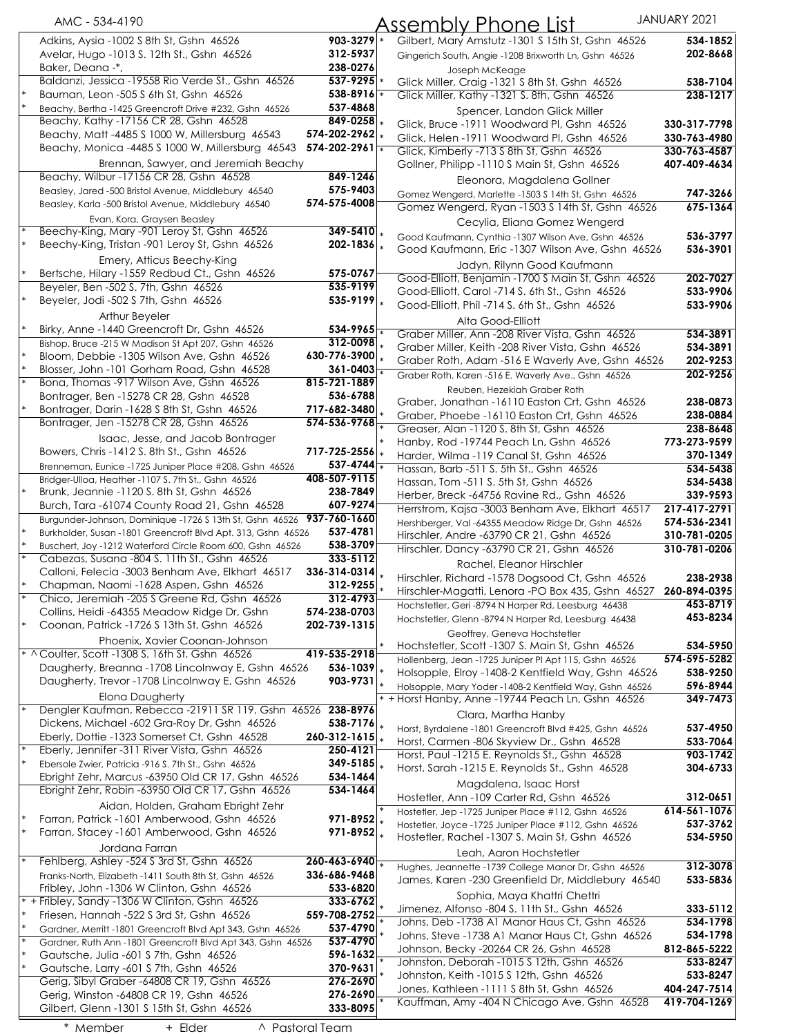AMC - 534-4190

# Assembly Phone List

JANUARY 2021

| | Name / Address | Phone |
|---|---|---|
| | Adkins, Aysia -1002 S 8th St, Gshn 46526 | 903-3279 |
| | Avelar, Hugo -1013 S. 12th St., Gshn 46526 | 312-5937 |
| | Baker, Deana -*, | 238-0276 |
| | Baldanzi, Jessica -19558 Rio Verde St., Gshn 46526 | 537-9295 |
| * | Bauman, Leon -505 S 6th St, Gshn 46526 | 538-8916 |
| * | Beachy, Bertha -1425 Greencroft Drive #232, Gshn 46526 | 537-4868 |
| | Beachy, Kathy -17156 CR 28, Gshn 46528 | 849-0258 |
| | Beachy, Matt -4485 S 1000 W, Millersburg 46543 | 574-202-2962 |
| | Beachy, Monica -4485 S 1000 W, Millersburg 46543 | 574-202-2961 |
| | Brennan, Sawyer, and Jeremiah Beachy | |
| | Beachy, Wilbur -17156 CR 28, Gshn 46528 | 849-1246 |
| | Beasley, Jared -500 Bristol Avenue, Middlebury 46540 | 575-9403 |
| | Beasley, Karla -500 Bristol Avenue, Middlebury 46540 | 574-575-4008 |
| | Evan, Kora, Graysen Beasley | |
| * | Beechy-King, Mary -901 Leroy St, Gshn 46526 | 349-5410 |
| * | Beechy-King, Tristan -901 Leroy St, Gshn 46526 | 202-1836 |
| | Emery, Atticus Beechy-King | |
| * | Bertsche, Hilary -1559 Redbud Ct., Gshn 46526 | 575-0767 |
| | Beyeler, Ben -502 S. 7th, Gshn 46526 | 535-9199 |
| * | Beyeler, Jodi -502 S 7th, Gshn 46526 | 535-9199 |
| | Arthur Beyeler | |
| * | Birky, Anne -1440 Greencroft Dr, Gshn 46526 | 534-9965 |
| | Bishop, Bruce -215 W Madison St Apt 207, Gshn 46526 | 312-0098 |
| * | Bloom, Debbie -1305 Wilson Ave, Gshn 46526 | 630-776-3900 |
| * | Blosser, John -101 Gorham Road, Gshn 46528 | 361-0403 |
| * | Bona, Thomas -917 Wilson Ave, Gshn 46526 | 815-721-1889 |
| | Bontrager, Ben -15278 CR 28, Gshn 46528 | 536-6788 |
| * | Bontrager, Darin -1628 S 8th St, Gshn 46526 | 717-682-3480 |
| | Bontrager, Jen -15278 CR 28, Gshn 46526 | 574-536-9768 |
| | Isaac, Jesse, and Jacob Bontrager | |
| | Bowers, Chris -1412 S. 8th St., Gshn 46526 | 717-725-2556 |
| | Brenneman, Eunice -1725 Juniper Place #208, Gshn 46526 | 537-4744 |
| | Bridger-Ulloa, Heather -1107 S. 7th St., Gshn 46526 | 408-507-9115 |
| * | Brunk, Jeannie -1120 S. 8th St, Gshn 46526 | 238-7849 |
| | Burch, Tara -61074 County Road 21, Gshn 46528 | 607-9274 |
| | Burgunder-Johnson, Dominique -1726 S 13th St, Gshn 46526 | 937-760-1660 |
| * | Burkholder, Susan -1801 Greencroft Blvd Apt. 313, Gshn 46526 | 537-4781 |
| * | Buschert, Joy -1212 Waterford Circle Room 600, Gshn 46526 | 538-3709 |
| * | Cabezas, Susana -804 S. 11th St., Gshn 46526 | 333-5112 |
| | Calloni, Felecia -3003 Benham Ave, Elkhart 46517 | 336-314-0314 |
| * | Chapman, Naomi -1628 Aspen, Gshn 46526 | 312-9255 |
| * | Chico, Jeremiah -205 S Greene Rd, Gshn 46526 | 312-4793 |
| | Collins, Heidi -64355 Meadow Ridge Dr, Gshn | 574-238-0703 |
| * | Coonan, Patrick -1726 S 13th St, Gshn 46526 | 202-739-1315 |
| | Phoenix, Xavier Coonan-Johnson | |
| * ^ | Coulter, Scott -1308 S. 16th St, Gshn 46526 | 419-535-2918 |
| | Daugherty, Breanna -1708 Lincolnway E, Gshn 46526 | 536-1039 |
| | Daugherty, Trevor -1708 Lincolnway E, Gshn 46526 | 903-9731 |
| | Elona Daugherty | |
| * | Dengler Kaufman, Rebecca -21911 SR 119, Gshn 46526 | 238-8976 |
| | Dickens, Michael -602 Gra-Roy Dr, Gshn 46526 | 538-7176 |
| | Eberly, Dottie -1323 Somerset Ct, Gshn 46528 | 260-312-1615 |
| * | Eberly, Jennifer -311 River Vista, Gshn 46526 | 250-4121 |
| * | Ebersole Zwier, Patricia -916 S. 7th St., Gshn 46526 | 349-5185 |
| | Ebright Zehr, Marcus -63950 Old CR 17, Gshn 46526 | 534-1464 |
| | Ebright Zehr, Robin -63950 Old CR 17, Gshn 46526 | 534-1464 |
| | Aidan, Holden, Graham Ebright Zehr | |
| * | Farran, Patrick -1601 Amberwood, Gshn 46526 | 971-8952 |
| * | Farran, Stacey -1601 Amberwood, Gshn 46526 | 971-8952 |
| | Jordana Farran | |
| * | Fehlberg, Ashley -524 S 3rd St, Gshn 46526 | 260-463-6940 |
| | Franks-North, Elizabeth -1411 South 8th St, Gshn 46526 | 336-686-9468 |
| | Fribley, John -1306 W Clinton, Gshn 46526 | 533-6820 |
| * + | Fribley, Sandy -1306 W Clinton, Gshn 46526 | 333-6762 |
| * | Friesen, Hannah -522 S 3rd St, Gshn 46526 | 559-708-2752 |
| * | Gardner, Merritt -1801 Greencroft Blvd Apt 343, Gshn 46526 | 537-4790 |
| * | Gardner, Ruth Ann -1801 Greencroft Blvd Apt 343, Gshn 46526 | 537-4790 |
| * | Gautsche, Julia -601 S 7th, Gshn 46526 | 596-1632 |
| * | Gautsche, Larry -601 S 7th, Gshn 46526 | 370-9631 |
| | Gerig, Sibyl Graber -64808 CR 19, Gshn 46526 | 276-2690 |
| | Gerig, Winston -64808 CR 19, Gshn 46526 | 276-2690 |
| | Gilbert, Glenn -1301 S 15th St, Gshn 46526 | 333-8095 |
| * | Gilbert, Mary Amstutz -1301 S 15th St, Gshn 46526 | 534-1852 |
| | Gingerich South, Angie -1208 Brixworth Ln, Gshn 46526 | 202-8668 |
| | Joseph McKeage | |
| * | Glick Miller, Craig -1321 S 8th St, Gshn 46526 | 538-7104 |
| * | Glick Miller, Kathy -1321 S. 8th, Gshn 46526 | 238-1217 |
| | Spencer, Landon Glick Miller | |
| * | Glick, Bruce -1911 Woodward Pl, Gshn 46526 | 330-317-7798 |
| * | Glick, Helen -1911 Woodward Pl, Gshn 46526 | 330-763-4980 |
| * | Glick, Kimberly -713 S 8th St, Gshn 46526 | 330-763-4587 |
| | Gollner, Philipp -1110 S Main St, Gshn 46526 | 407-409-4634 |
| | Eleonora, Magdalena Gollner | |
| | Gomez Wengerd, Marlette -1503 S 14th St, Gshn 46526 | 747-3266 |
| | Gomez Wengerd, Ryan -1503 S 14th St, Gshn 46526 | 675-1364 |
| | Cecylia, Eliana Gomez Wengerd | |
| * | Good Kaufmann, Cynthia -1307 Wilson Ave, Gshn 46526 | 536-3797 |
| * | Good Kaufmann, Eric -1307 Wilson Ave, Gshn 46526 | 536-3901 |
| | Jadyn, Rilynn Good Kaufmann | |
| | Good-Elliott, Benjamin -1700 S Main St, Gshn 46526 | 202-7027 |
| | Good-Elliott, Carol -714 S. 6th St., Gshn 46526 | 533-9906 |
| * | Good-Elliott, Phil -714 S. 6th St., Gshn 46526 | 533-9906 |
| | Alta Good-Elliott | |
| * | Graber Miller, Ann -208 River Vista, Gshn 46526 | 534-3891 |
| * | Graber Miller, Keith -208 River Vista, Gshn 46526 | 534-3891 |
| * | Graber Roth, Adam -516 E Waverly Ave, Gshn 46526 | 202-9253 |
| * | Graber Roth, Karen -516 E. Waverly Ave., Gshn 46526 | 202-9256 |
| | Reuben, Hezekiah Graber Roth | |
| | Graber, Jonathan -16110 Easton Crt, Gshn 46526 | 238-0873 |
| * | Graber, Phoebe -16110 Easton Crt, Gshn 46526 | 238-0884 |
| * | Greaser, Alan -1120 S. 8th St, Gshn 46526 | 238-8648 |
| * | Hanby, Rod -19744 Peach Ln, Gshn 46526 | 773-273-9599 |
| * | Harder, Wilma -119 Canal St, Gshn 46526 | 370-1349 |
| * | Hassan, Barb -511 S. 5th St., Gshn 46526 | 534-5438 |
| | Hassan, Tom -511 S. 5th St, Gshn 46526 | 534-5438 |
| | Herber, Breck -64756 Ravine Rd., Gshn 46526 | 339-9593 |
| | Herrstrom, Kajsa -3003 Benham Ave, Elkhart 46517 | 217-417-2791 |
| | Hershberger, Val -64355 Meadow Ridge Dr, Gshn 46526 | 574-536-2341 |
| | Hirschler, Andre -63790 CR 21, Gshn 46526 | 310-781-0205 |
| | Hirschler, Dancy -63790 CR 21, Gshn 46526 | 310-781-0206 |
| | Rachel, Eleanor Hirschler | |
| * | Hirschler, Richard -1578 Dogsood Ct, Gshn 46526 | 238-2938 |
| * | Hirschler-Magatti, Lenora -PO Box 435, Gshn 46527 | 260-894-0395 |
| | Hochstetler, Geri -8794 N Harper Rd, Leesburg 46438 | 453-8719 |
| | Hochstetler, Glenn -8794 N Harper Rd, Leesburg 46438 | 453-8234 |
| | Geoffrey, Geneva Hochstetler | |
| * | Hochstetler, Scott -1307 S. Main St, Gshn 46526 | 534-5950 |
| | Hollenberg, Jean -1725 Juniper Pl Apt 115, Gshn 46526 | 574-595-5282 |
| * | Holsopple, Elroy -1408-2 Kentfield Way, Gshn 46526 | 538-9250 |
| * | Holsopple, Mary Yoder -1408-2 Kentfield Way, Gshn 46526 | 596-8944 |
| * + | Horst Hanby, Anne -19744 Peach Ln, Gshn 46526 | 349-7473 |
| | Clara, Martha Hanby | |
| * | Horst, Byrdalene -1801 Greencroft Blvd #425, Gshn 46526 | 537-4950 |
| * | Horst, Carmen -806 Skyview Dr., Gshn 46528 | 533-7064 |
| | Horst, Paul -1215 E. Reynolds St., Gshn 46528 | 903-1742 |
| * | Horst, Sarah -1215 E. Reynolds St., Gshn 46528 | 304-6733 |
| | Magdalena, Isaac Horst | |
| | Hostetler, Ann -109 Carter Rd, Gshn 46526 | 312-0651 |
| * | Hostetler, Jep -1725 Juniper Place #112, Gshn 46526 | 614-561-1076 |
| * | Hostetler, Joyce -1725 Juniper Place #112, Gshn 46526 | 537-3762 |
| * | Hostetler, Rachel -1307 S. Main St, Gshn 46526 | 534-5950 |
| | Leah, Aaron Hochstetler | |
| * | Hughes, Jeannette -1739 College Manor Dr, Gshn 46526 | 312-3078 |
| | James, Karen -230 Greenfield Dr, Middlebury 46540 | 533-5836 |
| | Sophia, Maya Khattri Chettri | |
| * | Jimenez, Alfonso -804 S. 11th St., Gshn 46526 | 333-5112 |
| * | Johns, Deb -1738 A1 Manor Haus Ct, Gshn 46526 | 534-1798 |
| * | Johns, Steve -1738 A1 Manor Haus Ct, Gshn 46526 | 534-1798 |
| | Johnson, Becky -20264 CR 26, Gshn 46528 | 812-865-5222 |
| * | Johnston, Deborah -1015 S 12th, Gshn 46526 | 533-8247 |
| * | Johnston, Keith -1015 S 12th, Gshn 46526 | 533-8247 |
| | Jones, Kathleen -1111 S 8th St, Gshn 46526 | 404-247-7514 |
| * | Kauffman, Amy -404 N Chicago Ave, Gshn 46528 | 419-704-1269 |

\* Member  + Elder  ^ Pastoral Team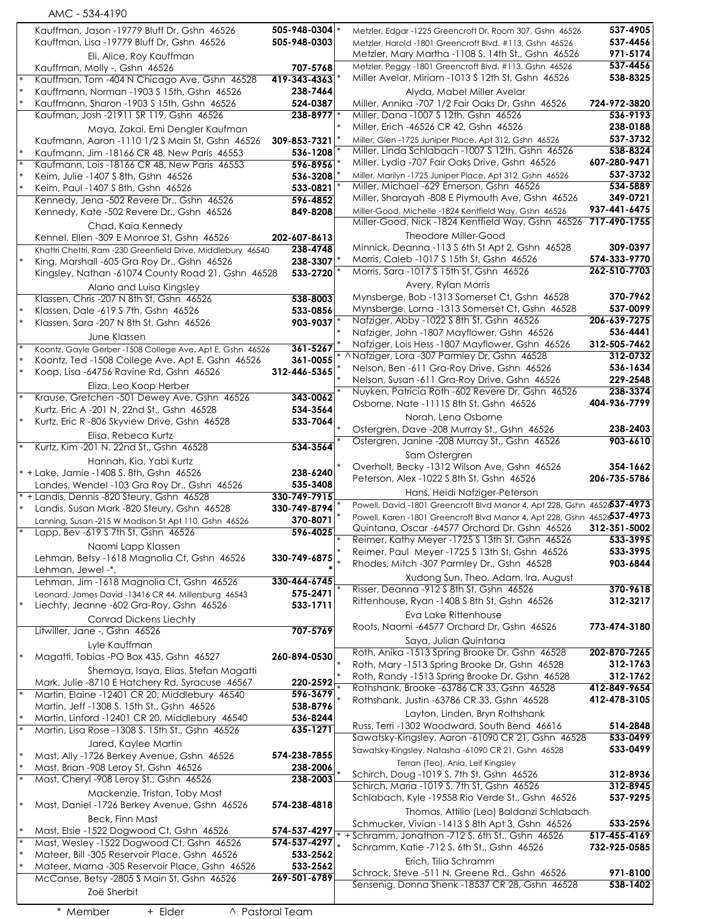AMC - 534-4190

| | Name / Address | Phone |
|---|---|---|
| | Kauffman, Jason -19779 Bluff Dr, Gshn 46526 | 505-948-0304 |
| | Kauffman, Lisa -19779 Bluff Dr, Gshn 46526 | 505-948-0303 |
| | Eli, Alice, Roy Kauffman | |
| | Kauffman, Molly -, Gshn 46526 | 707-5768 |
| * | Kauffman, Tom -404 N Chicago Ave, Gshn 46528 | 419-343-4363 |
| * | Kauffmann, Norman -1903 S 15th, Gshn 46526 | 238-7464 |
| * | Kauffmann, Sharon -1903 S 15th, Gshn 46526 | 524-0387 |
| | Kaufman, Josh -21911 SR 119, Gshn 46526 | 238-8977 |
| | Maya, Zakai, Emi Dengler Kaufman | |
| | Kaufmann, Aaron -1110 1/2 S Main St, Gshn 46526 | 309-853-7321 |
| * | Kaufmann, Jim -18166 CR 48, New Paris 46553 | 536-1208 |
| * | Kaufmann, Lois -18166 CR 48, New Paris 46553 | 596-8956 |
| * | Keim, Julie -1407 S 8th, Gshn 46526 | 536-3208 |
| * | Keim, Paul -1407 S 8th, Gshn 46526 | 533-0821 |
| | Kennedy, Jena -502 Revere Dr., Gshn 46526 | 596-4852 |
| | Kennedy, Kate -502 Revere Dr., Gshn 46526 | 849-8208 |
| | Chad, Kaia Kennedy | |
| | Kennel, Ellen -309 E Monroe St, Gshn 46526 | 202-607-8613 |
| | Khattri Chettri, Ram -230 Greenfield Drive, Middlebury 46540 | 238-4748 |
| * | King, Marshall -605 Gra Roy Dr., Gshn 46526 | 238-3307 |
| | Kingsley, Nathan -61074 County Road 21, Gshn 46528 | 533-2720 |
| | Alano and Luisa Kingsley | |
| | Klassen, Chris -207 N 8th St, Gshn 46526 | 538-8003 |
| * | Klassen, Dale -619 S 7th, Gshn 46526 | 533-0856 |
| * | Klassen, Sara -207 N 8th St, Gshn 46526 | 903-9037 |
| | June Klassen | |
| * | Koontz, Gayle Gerber -1508 College Ave. Apt E, Gshn 46526 | 361-5267 |
| * | Koontz, Ted -1508 College Ave. Apt E, Gshn 46526 | 361-0055 |
| * | Koop, Lisa -64756 Ravine Rd, Gshn 46526 | 312-446-5365 |
| | Eliza, Leo Koop Herber | |
| * | Krause, Gretchen -501 Dewey Ave, Gshn 46526 | 343-0062 |
| | Kurtz, Eric A -201 N. 22nd St., Gshn 46528 | 534-3564 |
| * | Kurtz, Eric R -806 Skyview Drive, Gshn 46528 | 533-7064 |
| | Elisa, Rebeca Kurtz | |
| * | Kurtz, Kim -201 N. 22nd St., Gshn 46528 | 534-3564 |
| | Hannah, Kia, Yabi Kurtz | |
| * + | Lake, Jamie -1408 S. 8th, Gshn 46526 | 238-6240 |
| | Landes, Wendel -103 Gra Roy Dr., Gshn 46526 | 535-3408 |
| * + | Landis, Dennis -820 Steury, Gshn 46528 | 330-749-7915 |
| * | Landis, Susan Mark -820 Steury, Gshn 46528 | 330-749-8794 |
| | Lanning, Susan -215 W Madison St Apt 110, Gshn 46526 | 370-8071 |
| * | Lapp, Bev -619 S 7th St, Gshn 46526 | 596-4025 |
| | Naomi Lapp Klassen | |
| | Lehman, Betsy -1618 Magnolia Ct, Gshn 46526 | 330-749-6875 |
| | Lehman, Jewel -*, | * |
| | Lehman, Jim -1618 Magnolia Ct, Gshn 46526 | 330-464-6745 |
| | Leonard, James David -13416 CR 44, Millersburg 46543 | 575-2471 |
| * | Liechty, Jeanne -602 Gra-Roy, Gshn 46526 | 533-1711 |
| | Conrad Dickens Liechty | |
| | Litwiller, Jane -, Gshn 46526 | 707-5769 |
| | Lyle Kauffman | |
| * | Magatti, Tobias -PO Box 435, Gshn 46527 | 260-894-0530 |
| | Shemaya, Isaya, Elias, Stefan Magatti | |
| | Mark, Julie -8710 E Hatchery Rd, Syracuse 46567 | 220-2592 |
| * | Martin, Elaine -12401 CR 20, Middlebury 46540 | 596-3679 |
| | Martin, Jeff -1308 S. 15th St., Gshn 46526 | 538-8796 |
| * | Martin, Linford -12401 CR 20, Middlebury 46540 | 536-8244 |
| * | Martin, Lisa Rose -1308 S. 15th St., Gshn 46526 | 635-1271 |
| | Jared, Kaylee Martin | |
| * | Mast, Ally -1726 Berkey Avenue, Gshn 46526 | 574-238-7855 |
| * | Mast, Brian -908 Leroy St, Gshn 46526 | 238-2006 |
| * | Mast, Cheryl -908 Leroy St., Gshn 46526 | 238-2003 |
| | Mackenzie, Tristan, Toby Mast | |
| * | Mast, Daniel -1726 Berkey Avenue, Gshn 46526 | 574-238-4818 |
| | Beck, Finn Mast | |
| * | Mast, Elsie -1522 Dogwood Ct, Gshn 46526 | 574-537-4297 |
| * | Mast, Wesley -1522 Dogwood Ct, Gshn 46526 | 574-537-4297 |
| * | Mateer, Bill -305 Reservoir Place, Gshn 46526 | 533-2562 |
| * | Mateer, Marna -305 Reservoir Place, Gshn 46526 | 533-2562 |
| | McCanse, Betsy -2805 S Main St, Gshn 46526 | 269-501-6789 |
| | Zoë Sherbit | |
| * | Metzler, Edgar -1225 Greencroft Dr, Room 307, Gshn 46526 | 537-4905 |
| | Metzler, Harold -1801 Greencroft Blvd. #113, Gshn 46526 | 537-4456 |
| | Metzler, Mary Martha -1108 S. 14th St., Gshn 46526 | 971-5174 |
| | Metzler, Peggy -1801 Greencroft Blvd. #113, Gshn 46526 | 537-4456 |
| * | Miller Avelar, Miriam -1013 S 12th St, Gshn 46526 | 538-8325 |
| | Alyda, Mabel Miller Avelar | |
| | Miller, Annika -707 1/2 Fair Oaks Dr, Gshn 46526 | 724-972-3820 |
| * | Miller, Dana -1007 S 12th, Gshn 46526 | 536-9193 |
| * | Miller, Erich -46526 CR 42, Gshn 46526 | 238-0188 |
| * | Miller, Glen -1725 Juniper Place, Apt 312, Gshn 46526 | 537-3732 |
| * | Miller, Linda Schlabach -1007 S 12th, Gshn 46526 | 538-8324 |
| * | Miller, Lydia -707 Fair Oaks Drive, Gshn 46526 | 607-280-9471 |
| * | Miller, Marilyn -1725 Juniper Place, Apt 312, Gshn 46526 | 537-3732 |
| * | Miller, Michael -629 Emerson, Gshn 46526 | 534-5889 |
| | Miller, Sharayah -808 E Plymouth Ave, Gshn 46526 | 349-0721 |
| | Miller-Good, Michelle -1824 Kentfield Way, Gshn 46526 | 937-441-6475 |
| | Miller-Good, Nick -1824 Kentfield Way, Gshn 46526 | 717-490-1755 |
| | Theodore Miller-Good | |
| | Minnick, Deanna -113 S 6th St Apt 2, Gshn 46528 | 309-0397 |
| * | Morris, Caleb -1017 S 15th St, Gshn 46526 | 574-333-9770 |
| * | Morris, Sara -1017 S 15th St, Gshn 46526 | 262-510-7703 |
| | Avery, Rylan Morris | |
| | Mynsberge, Bob -1313 Somerset Ct, Gshn 46528 | 370-7962 |
| | Mynsberge, Lorna -1313 Somerset Ct, Gshn 46528 | 537-0099 |
| * | Nafziger, Abby -1022 S 8th St, Gshn 46526 | 206-639-7275 |
| * | Nafziger, John -1807 Mayflower, Gshn 46526 | 536-4441 |
| * | Nafziger, Lois Hess -1807 Mayflower, Gshn 46526 | 312-505-7462 |
| * ^ | Nafziger, Lora -307 Parmley Dr, Gshn 46528 | 312-0732 |
| * | Nelson, Ben -611 Gra-Roy Drive, Gshn 46526 | 536-1634 |
| * | Nelson, Susan -611 Gra-Roy Drive, Gshn 46526 | 229-2548 |
| * | Nuyken, Patricia Roth -602 Revere Dr, Gshn 46526 | 238-3374 |
| | Osborne, Nate -1111S 8th St, Gshn 46526 | 404-936-7799 |
| | Norah, Lena Osborne | |
| * | Ostergren, Dave -208 Murray St., Gshn 46526 | 238-2403 |
| * | Ostergren, Janine -208 Murray St., Gshn 46526 | 903-6610 |
| | Sam Ostergren | |
| * | Overholt, Becky -1312 Wilson Ave, Gshn 46526 | 354-1662 |
| | Peterson, Alex -1022 S 8th St, Gshn 46526 | 206-735-5786 |
| | Hans, Heidi Nafziger-Peterson | |
| * | Powell, David -1801 Greencroft Blvd Manor 4, Apt 228, Gshn 46526 | 537-4973 |
| * | Powell, Karen -1801 Greencroft Blvd Manor 4, Apt 228, Gshn 46526 | 537-4973 |
| | Quintana, Oscar -64577 Orchard Dr, Gshn 46526 | 312-351-5002 |
| * | Reimer, Kathy Meyer -1725 S 13th St, Gshn 46526 | 533-3995 |
| * | Reimer, Paul Meyer -1725 S 13th St, Gshn 46526 | 533-3995 |
| * | Rhodes, Mitch -307 Parmley Dr., Gshn 46528 | 903-6844 |
| | Xudong Sun, Theo, Adam, Ira, August | |
| * | Risser, Deanna -912 S 8th St, Gshn 46526 | 370-9618 |
| | Rittenhouse, Ryan -1408 S 8th St, Gshn 46526 | 312-3217 |
| | Eva Lake Rittenhouse | |
| | Roots, Naomi -64577 Orchard Dr, Gshn 46526 | 773-474-3180 |
| | Saya, Julian Quintana | |
| | Roth, Anika -1513 Spring Brooke Dr, Gshn 46528 | 202-870-7265 |
| * | Roth, Mary -1513 Spring Brooke Dr, Gshn 46528 | 312-1763 |
| * | Roth, Randy -1513 Spring Brooke Dr, Gshn 46528 | 312-1762 |
| * | Rothshank, Brooke -63786 CR 33, Gshn 46528 | 412-849-9654 |
| * | Rothshank, Justin -63786 CR 33, Gshn 46528 | 412-478-3105 |
| | Layton, Linden, Bryn Rothshank | |
| | Russ, Terri -1302 Woodward, South Bend 46616 | 514-2848 |
| | Sawatsky-Kingsley, Aaron -61090 CR 21, Gshn 46528 | 533-0499 |
| | Sawatsky-Kingsley, Natasha -61090 CR 21, Gshn 46528 | 533-0499 |
| | Terran (Teo), Ania, Leif Kingsley | |
| * | Schirch, Doug -1019 S. 7th St, Gshn 46526 | 312-8936 |
| | Schirch, Maria -1019 S. 7th St, Gshn 46526 | 312-8945 |
| | Schlabach, Kyle -19558 Rio Verde St., Gshn 46526 | 537-9295 |
| | Thomas, Attilio (Leo) Baldanzi Schlabach | |
| | Schmucker, Vivian -1413 S 8th Apt 3, Gshn 46526 | 533-2596 |
| * + | Schramm, Jonathon -712 S. 6th St., Gshn 46526 | 517-455-4169 |
| * | Schramm, Katie -712 S. 6th St., Gshn 46526 | 732-925-0585 |
| | Erich, Tilia Schramm | |
| | Schrock, Steve -511 N. Greene Rd., Gshn 46526 | 971-8100 |
| | Sensenig, Donna Shenk -18537 CR 28, Gshn 46528 | 538-1402 |

\* Member + Elder ^ Pastoral Team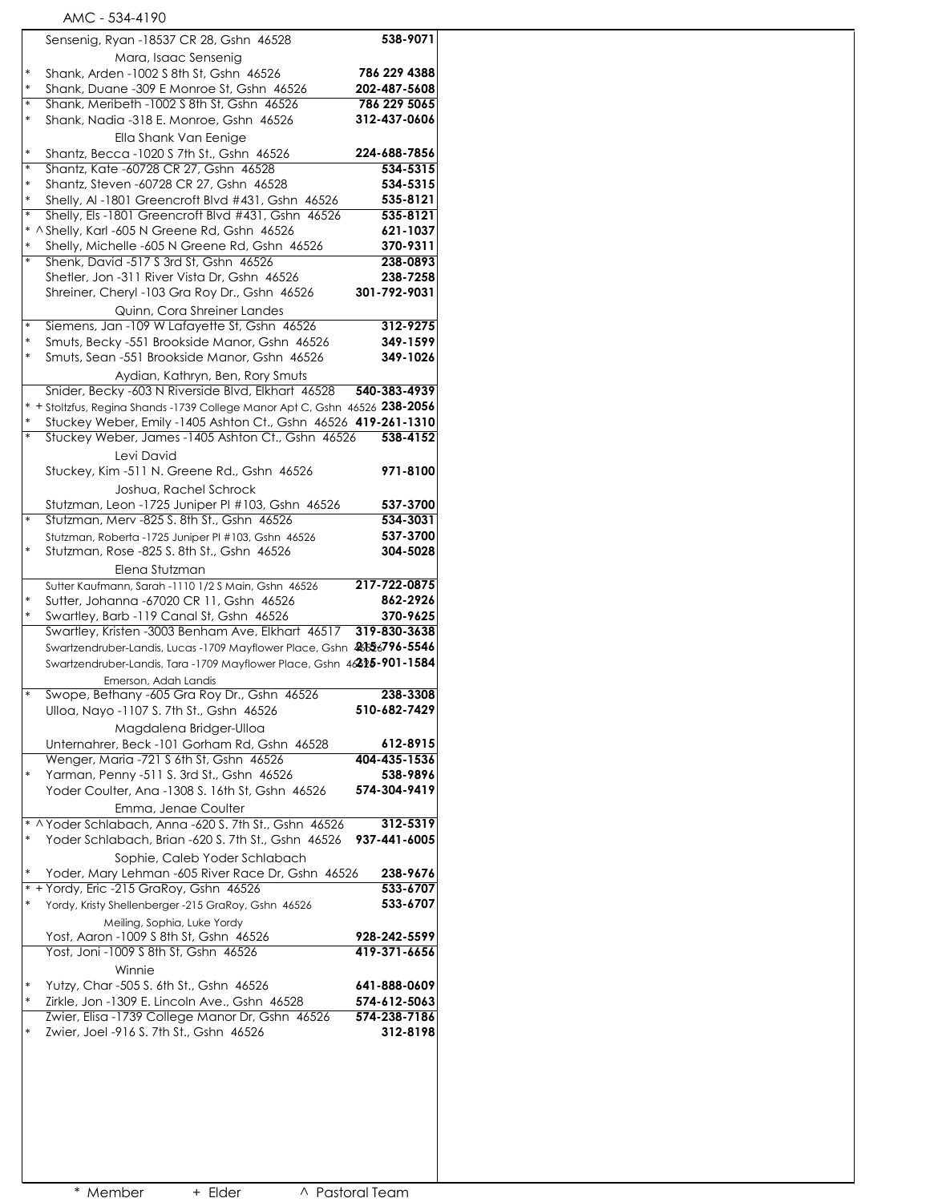AMC - 534-4190

| | | |
|---|---|---|
| | Sensenig, Ryan -18537 CR 28, Gshn 46528 | 538-9071 |
| | Mara, Isaac Sensenig | |
| * | Shank, Arden -1002 S 8th St, Gshn 46526 | 786 229 4388 |
| * | Shank, Duane -309 E Monroe St, Gshn 46526 | 202-487-5608 |
| * | Shank, Meribeth -1002 S 8th St, Gshn 46526 | 786 229 5065 |
| * | Shank, Nadia -318 E. Monroe, Gshn 46526 | 312-437-0606 |
| | Ella Shank Van Eenige | |
| * | Shantz, Becca -1020 S 7th St., Gshn 46526 | 224-688-7856 |
| * | Shantz, Kate -60728 CR 27, Gshn 46528 | 534-5315 |
| * | Shantz, Steven -60728 CR 27, Gshn 46528 | 534-5315 |
| * | Shelly, Al -1801 Greencroft Blvd #431, Gshn 46526 | 535-8121 |
| * | Shelly, Els -1801 Greencroft Blvd #431, Gshn 46526 | 535-8121 |
| * ^ | Shelly, Karl -605 N Greene Rd, Gshn 46526 | 621-1037 |
| * | Shelly, Michelle -605 N Greene Rd, Gshn 46526 | 370-9311 |
| * | Shenk, David -517 S 3rd St, Gshn 46526 | 238-0893 |
| | Shetler, Jon -311 River Vista Dr, Gshn 46526 | 238-7258 |
| | Shreiner, Cheryl -103 Gra Roy Dr., Gshn 46526 | 301-792-9031 |
| | Quinn, Cora Shreiner Landes | |
| * | Siemens, Jan -109 W Lafayette St, Gshn 46526 | 312-9275 |
| * | Smuts, Becky -551 Brookside Manor, Gshn 46526 | 349-1599 |
| * | Smuts, Sean -551 Brookside Manor, Gshn 46526 | 349-1026 |
| | Aydian, Kathryn, Ben, Rory Smuts | |
| | Snider, Becky -603 N Riverside Blvd, Elkhart 46528 | 540-383-4939 |
| * + | Stoltzfus, Regina Shands -1739 College Manor Apt C, Gshn 46526 | 238-2056 |
| * | Stuckey Weber, Emily -1405 Ashton Ct., Gshn 46526 | 419-261-1310 |
| * | Stuckey Weber, James -1405 Ashton Ct., Gshn 46526 | 538-4152 |
| | Levi David | |
| | Stuckey, Kim -511 N. Greene Rd., Gshn 46526 | 971-8100 |
| | Joshua, Rachel Schrock | |
| | Stutzman, Leon -1725 Juniper Pl #103, Gshn 46526 | 537-3700 |
| * | Stutzman, Merv -825 S. 8th St., Gshn 46526 | 534-3031 |
| | Stutzman, Roberta -1725 Juniper Pl #103, Gshn 46526 | 537-3700 |
| * | Stutzman, Rose -825 S. 8th St., Gshn 46526 | 304-5028 |
| | Elena Stutzman | |
| | Sutter Kaufmann, Sarah -1110 1/2 S Main, Gshn 46526 | 217-722-0875 |
| * | Sutter, Johanna -67020 CR 11, Gshn 46526 | 862-2926 |
| * | Swartley, Barb -119 Canal St, Gshn 46526 | 370-9625 |
| | Swartley, Kristen -3003 Benham Ave, Elkhart 46517 | 319-830-3638 |
| | Swartzendruber-Landis, Lucas -1709 Mayflower Place, Gshn 46526 | 215-796-5546 |
| | Swartzendruber-Landis, Tara -1709 Mayflower Place, Gshn 46526 | 215-901-1584 |
| | Emerson, Adah Landis | |
| * | Swope, Bethany -605 Gra Roy Dr., Gshn 46526 | 238-3308 |
| | Ulloa, Nayo -1107 S. 7th St., Gshn 46526 | 510-682-7429 |
| | Magdalena Bridger-Ulloa | |
| | Unternahrer, Beck -101 Gorham Rd, Gshn 46528 | 612-8915 |
| | Wenger, Maria -721 S 6th St, Gshn 46526 | 404-435-1536 |
| * | Yarman, Penny -511 S. 3rd St., Gshn 46526 | 538-9896 |
| | Yoder Coulter, Ana -1308 S. 16th St, Gshn 46526 | 574-304-9419 |
| | Emma, Jenae Coulter | |
| * ^ | Yoder Schlabach, Anna -620 S. 7th St., Gshn 46526 | 312-5319 |
| * | Yoder Schlabach, Brian -620 S. 7th St., Gshn 46526 | 937-441-6005 |
| | Sophie, Caleb Yoder Schlabach | |
| * | Yoder, Mary Lehman -605 River Race Dr, Gshn 46526 | 238-9676 |
| * + | Yordy, Eric -215 GraRoy, Gshn 46526 | 533-6707 |
| * | Yordy, Kristy Shellenberger -215 GraRoy, Gshn 46526 | 533-6707 |
| | Meiling, Sophia, Luke Yordy | |
| | Yost, Aaron -1009 S 8th St, Gshn 46526 | 928-242-5599 |
| | Yost, Joni -1009 S 8th St, Gshn 46526 | 419-371-6656 |
| | Winnie | |
| * | Yutzy, Char -505 S. 6th St., Gshn 46526 | 641-888-0609 |
| * | Zirkle, Jon -1309 E. Lincoln Ave., Gshn 46528 | 574-612-5063 |
| | Zwier, Elisa -1739 College Manor Dr, Gshn 46526 | 574-238-7186 |
| * | Zwier, Joel -916 S. 7th St., Gshn 46526 | 312-8198 |

\* Member + Elder ^ Pastoral Team